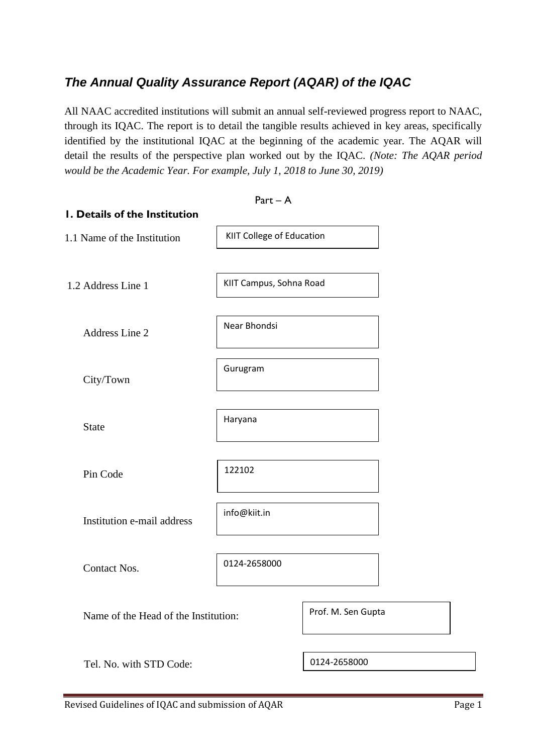# *The Annual Quality Assurance Report (AQAR) of the IQAC*

All NAAC accredited institutions will submit an annual self-reviewed progress report to NAAC, through its IQAC. The report is to detail the tangible results achieved in key areas, specifically identified by the institutional IQAC at the beginning of the academic year. The AQAR will detail the results of the perspective plan worked out by the IQAC. *(Note: The AQAR period would be the Academic Year. For example, July 1, 2018 to June 30, 2019)*

Part – A

## 1. Details of the Institution

| | |
|---|---|
| 1.1 Name of the Institution | KIIT College of Education |
| 1.2 Address Line 1 | KIIT Campus, Sohna Road |
| Address Line 2 | Near Bhondsi |
| City/Town | Gurugram |
| State | Haryana |
| Pin Code | 122102 |
| Institution e-mail address | info@kiit.in |
| Contact Nos. | 0124-2658000 |
| Name of the Head of the Institution: | Prof. M. Sen Gupta |
| Tel. No. with STD Code: | 0124-2658000 |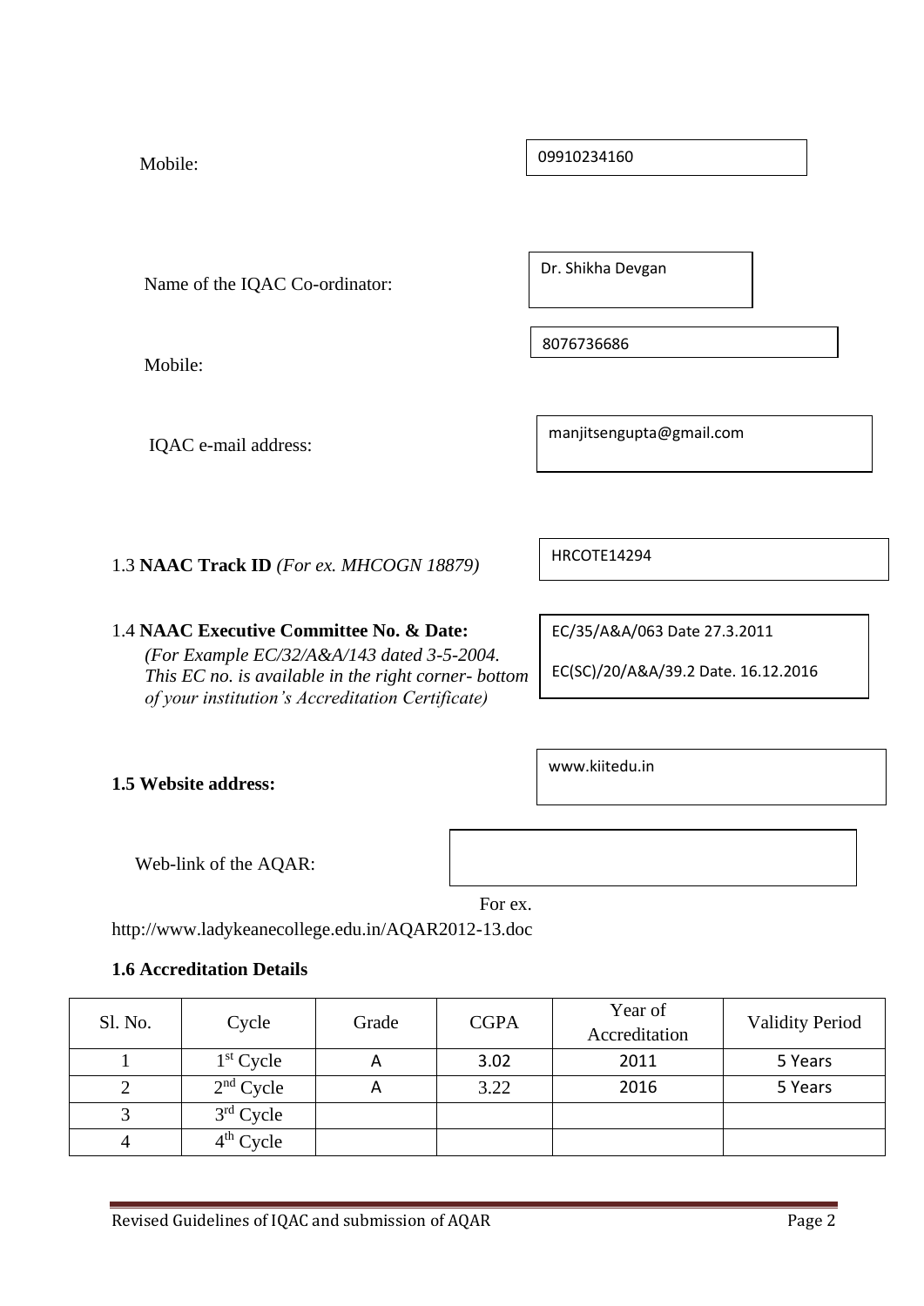Mobile: 09910234160

Name of the IQAC Co-ordinator: Dr. Shikha Devgan

Mobile: 8076736686

IQAC e-mail address: manjitsengupta@gmail.com

1.3 **NAAC Track ID** *(For ex. MHCOGN 18879)* HRCOTE14294

1.4 **NAAC Executive Committee No. & Date:**
*(For Example EC/32/A&A/143 dated 3-5-2004. This EC no. is available in the right corner- bottom of your institution's Accreditation Certificate)*

EC/35/A&A/063 Date 27.3.2011

EC(SC)/20/A&A/39.2 Date. 16.12.2016

**1.5 Website address:** www.kiitedu.in

Web-link of the AQAR:

For ex. http://www.ladykeanecollege.edu.in/AQAR2012-13.doc

**1.6 Accreditation Details**

| Sl. No. | Cycle | Grade | CGPA | Year of Accreditation | Validity Period |
|---|---|---|---|---|---|
| 1 | 1st Cycle | A | 3.02 | 2011 | 5 Years |
| 2 | 2nd Cycle | A | 3.22 | 2016 | 5 Years |
| 3 | 3rd Cycle | | | | |
| 4 | 4th Cycle | | | | |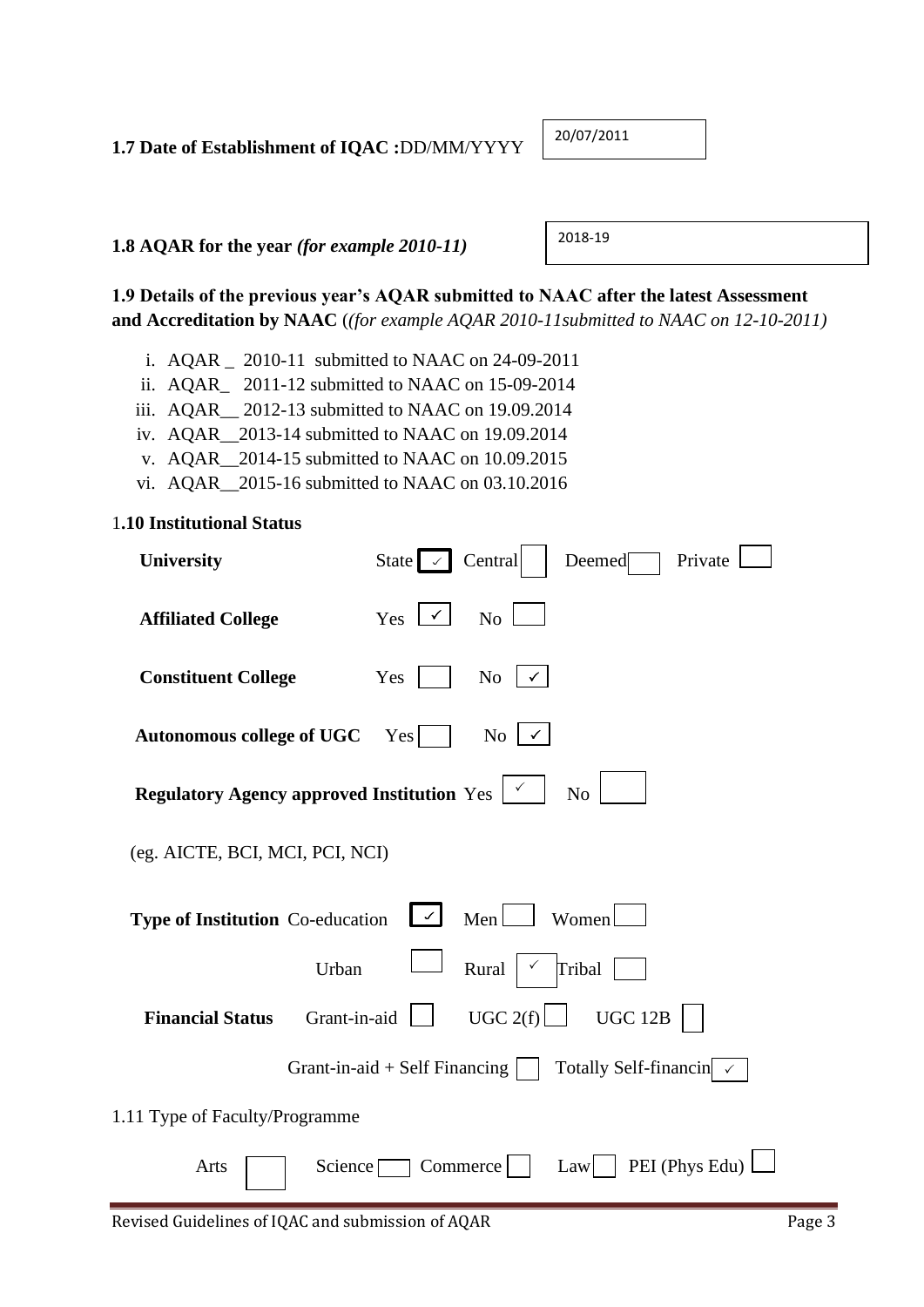**1.7 Date of Establishment of IQAC :**DD/MM/YYYY 20/07/2011

**1.8 AQAR for the year** ***(for example 2010-11)*** 2018-19

**1.9 Details of the previous year's AQAR submitted to NAAC after the latest Assessment and Accreditation by NAAC** (*(for example AQAR 2010-11submitted to NAAC on 12-10-2011)*

i. AQAR _ 2010-11 submitted to NAAC on 24-09-2011
ii. AQAR_ 2011-12 submitted to NAAC on 15-09-2014
iii. AQAR__ 2012-13 submitted to NAAC on 19.09.2014
iv. AQAR__2013-14 submitted to NAAC on 19.09.2014
v. AQAR__2014-15 submitted to NAAC on 10.09.2015
vi. AQAR__2015-16 submitted to NAAC on 03.10.2016

**1.10 Institutional Status**

**University** State ✓ Central ☐ Deemed ☐ Private ☐

**Affiliated College** Yes ✓ No ☐

**Constituent College** Yes ☐ No ✓

**Autonomous college of UGC** Yes ☐ No ✓

**Regulatory Agency approved Institution** Yes ✓ No ☐

(eg. AICTE, BCI, MCI, PCI, NCI)

**Type of Institution** Co-education ✓ Men ☐ Women ☐

Urban ☐ Rural ✓ Tribal ☐

**Financial Status** Grant-in-aid ☐ UGC 2(f) ☐ UGC 12B ☐

Grant-in-aid + Self Financing ☐ Totally Self-financin ✓

1.11 Type of Faculty/Programme

Arts ☐ Science ☐ Commerce ☐ Law ☐ PEI (Phys Edu) ☐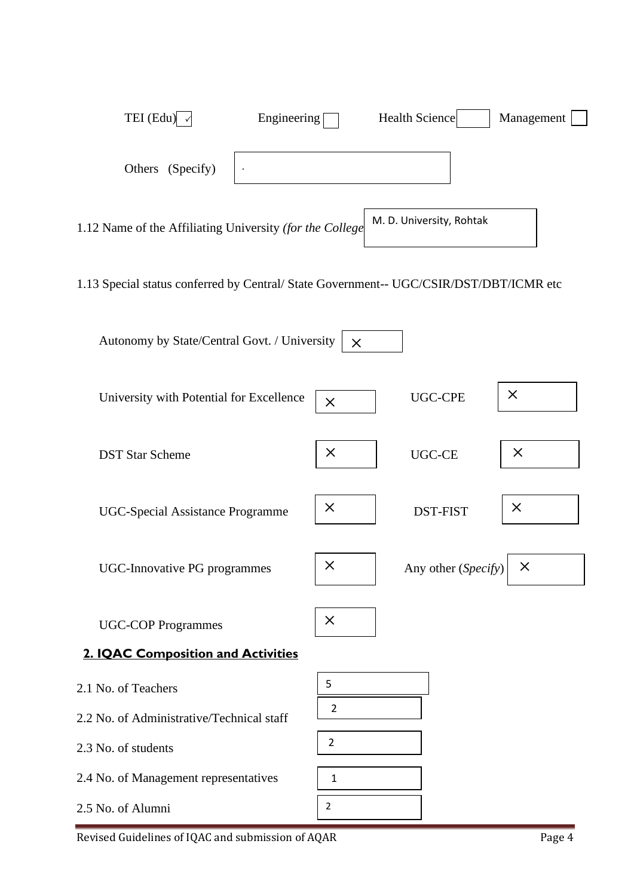TEI (Edu) ✓ Engineering ☐ Health Science ☐ Management ☐

Others (Specify) .

1.12 Name of the Affiliating University *(for the College* M. D. University, Rohtak

1.13 Special status conferred by Central/ State Government-- UGC/CSIR/DST/DBT/ICMR etc

Autonomy by State/Central Govt. / University ×

| | | | |
|---|---|---|---|
| University with Potential for Excellence | × | UGC-CPE | × |
| DST Star Scheme | × | UGC-CE | × |
| UGC-Special Assistance Programme | × | DST-FIST | × |
| UGC-Innovative PG programmes | × | Any other (*Specify*) | × |
| UGC-COP Programmes | × | | |

## 2. IQAC Composition and Activities

| | |
|---|---|
| 2.1 No. of Teachers | 5 |
| 2.2 No. of Administrative/Technical staff | 2 |
| 2.3 No. of students | 2 |
| 2.4 No. of Management representatives | 1 |
| 2.5 No. of Alumni | 2 |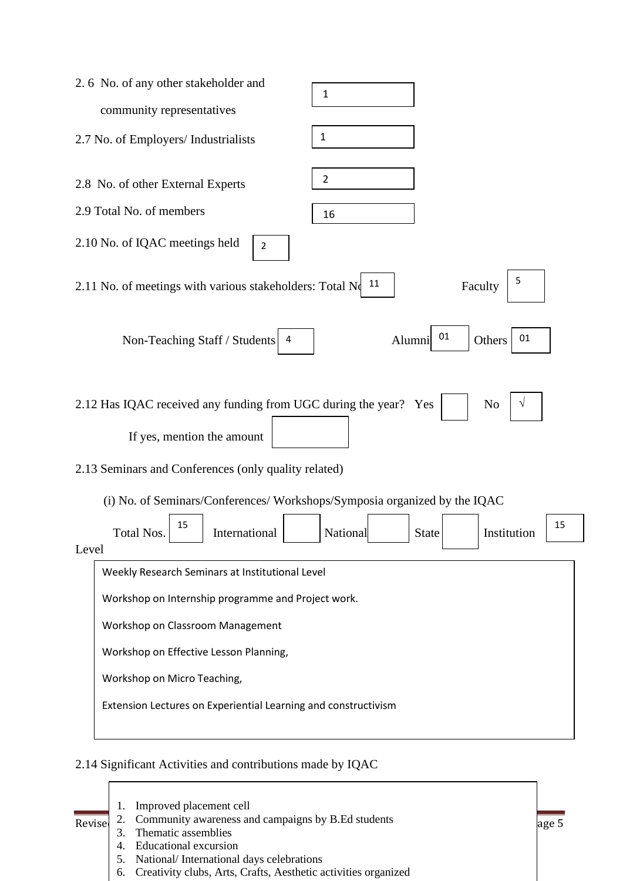2.6 No. of any other stakeholder and community representatives: 1

2.7 No. of Employers/ Industrialists: 1

2.8 No. of other External Experts: 2

2.9 Total No. of members: 16

2.10 No. of IQAC meetings held: 2

2.11 No. of meetings with various stakeholders: Total No. 11 Faculty 5

Non-Teaching Staff / Students 4 Alumni 01 Others 01

2.12 Has IQAC received any funding from UGC during the year? Yes No √

If yes, mention the amount

2.13 Seminars and Conferences (only quality related)

(i) No. of Seminars/Conferences/ Workshops/Symposia organized by the IQAC

Total Nos. 15 International National State Institution Level 15

Weekly Research Seminars at Institutional Level

Workshop on Internship programme and Project work.

Workshop on Classroom Management

Workshop on Effective Lesson Planning,

Workshop on Micro Teaching,

Extension Lectures on Experiential Learning and constructivism

2.14 Significant Activities and contributions made by IQAC

1. Improved placement cell
2. Community awareness and campaigns by B.Ed students
3. Thematic assemblies
4. Educational excursion
5. National/ International days celebrations
6. Creativity clubs, Arts, Crafts, Aesthetic activities organized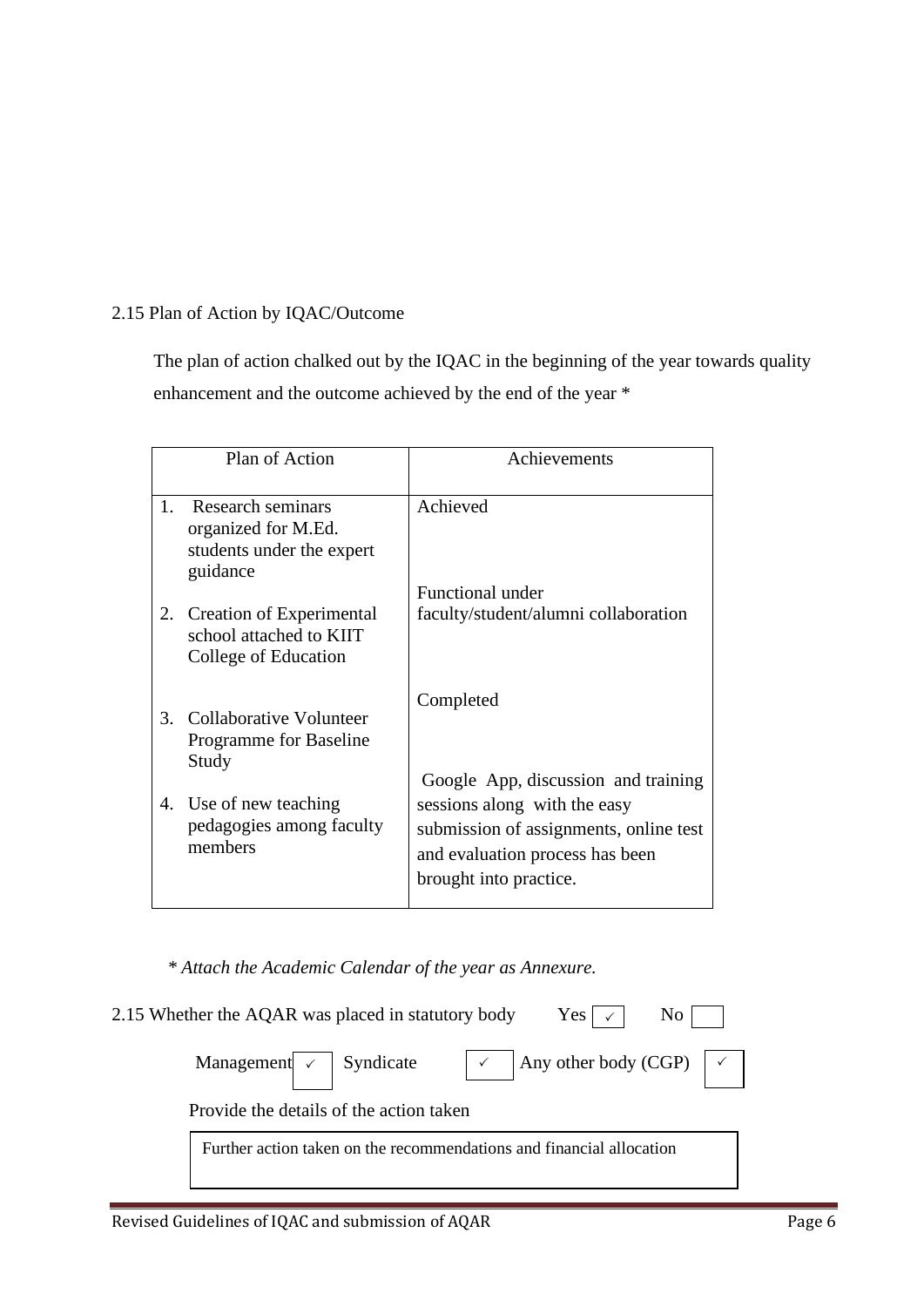2.15 Plan of Action by IQAC/Outcome

The plan of action chalked out by the IQAC in the beginning of the year towards quality enhancement and the outcome achieved by the end of the year *

| Plan of Action | Achievements |
|---|---|
| 1. Research seminars organized for M.Ed. students under the expert guidance | Achieved |
| 2. Creation of Experimental school attached to KIIT College of Education | Functional under faculty/student/alumni collaboration |
| 3. Collaborative Volunteer Programme for Baseline Study | Completed |
| 4. Use of new teaching pedagogies among faculty members | Google App, discussion and training sessions along with the easy submission of assignments, online test and evaluation process has been brought into practice. |

*\* Attach the Academic Calendar of the year as Annexure.*

2.15 Whether the AQAR was placed in statutory body Yes ✓ No

Management ✓ Syndicate ✓ Any other body (CGP) ✓

Provide the details of the action taken

Further action taken on the recommendations and financial allocation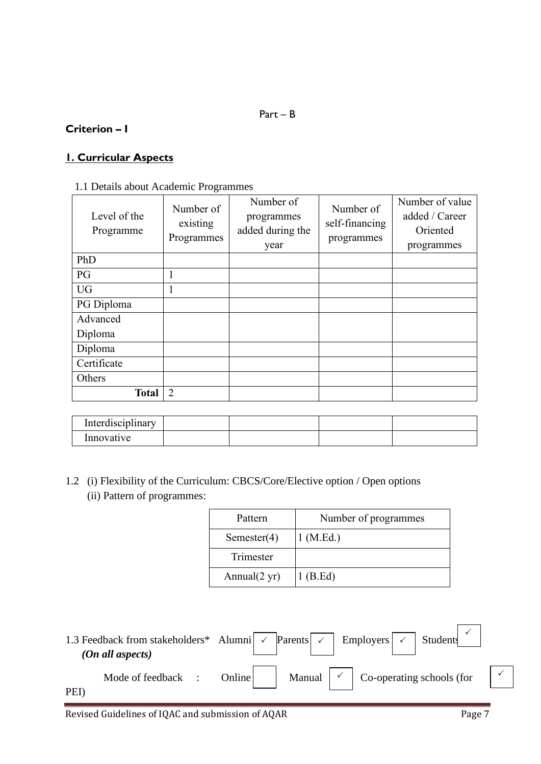Part – B

## Criterion – I

### 1. Curricular Aspects

1.1 Details about Academic Programmes

| Level of the Programme | Number of existing Programmes | Number of programmes added during the year | Number of self-financing programmes | Number of value added / Career Oriented programmes |
|---|---|---|---|---|
| PhD | | | | |
| PG | 1 | | | |
| UG | 1 | | | |
| PG Diploma | | | | |
| Advanced Diploma | | | | |
| Diploma | | | | |
| Certificate | | | | |
| Others | | | | |
| **Total** | 2 | | | |
| Interdisciplinary | | | | |
| Innovative | | | | |

1.2 (i) Flexibility of the Curriculum: CBCS/Core/Elective option / Open options

(ii) Pattern of programmes:

| Pattern | Number of programmes |
|---|---|
| Semester(4) | 1 (M.Ed.) |
| Trimester | |
| Annual(2 yr) | 1 (B.Ed) |

1.3 Feedback from stakeholders* Alumni ✓ Parents ✓ Employers ✓ Students ✓
*(On all aspects)*

Mode of feedback : Online ☐ Manual ✓ Co-operating schools (for PEI) ✓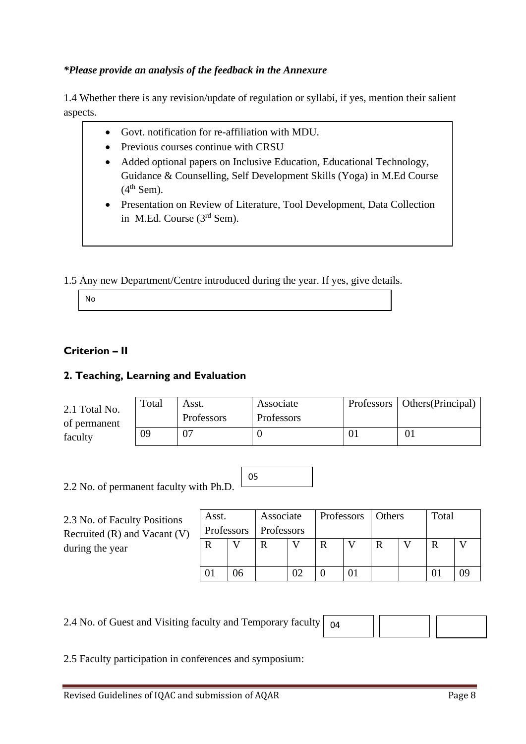*\*Please provide an analysis of the feedback in the Annexure*

1.4 Whether there is any revision/update of regulation or syllabi, if yes, mention their salient aspects.

- Govt. notification for re-affiliation with MDU.
- Previous courses continue with CRSU
- Added optional papers on Inclusive Education, Educational Technology, Guidance & Counselling, Self Development Skills (Yoga) in M.Ed Course (4th Sem).
- Presentation on Review of Literature, Tool Development, Data Collection in M.Ed. Course (3rd Sem).

1.5 Any new Department/Centre introduced during the year. If yes, give details.

No

## Criterion – II

## 2. Teaching, Learning and Evaluation

2.1 Total No. of permanent faculty

| Total | Asst. Professors | Associate Professors | Professors | Others(Principal) |
|---|---|---|---|---|
| 09 | 07 | 0 | 01 | 01 |

2.2 No. of permanent faculty with Ph.D. 05

2.3 No. of Faculty Positions Recruited (R) and Vacant (V) during the year

| Asst. Professors | | Associate Professors | | Professors | | Others | | Total | |
|---|---|---|---|---|---|---|---|---|---|
| R | V | R | V | R | V | R | V | R | V |
| 01 | 06 | | 02 | 0 | 01 | | | 01 | 09 |

2.4 No. of Guest and Visiting faculty and Temporary faculty

| 04 | | |
|---|---|---|

2.5 Faculty participation in conferences and symposium: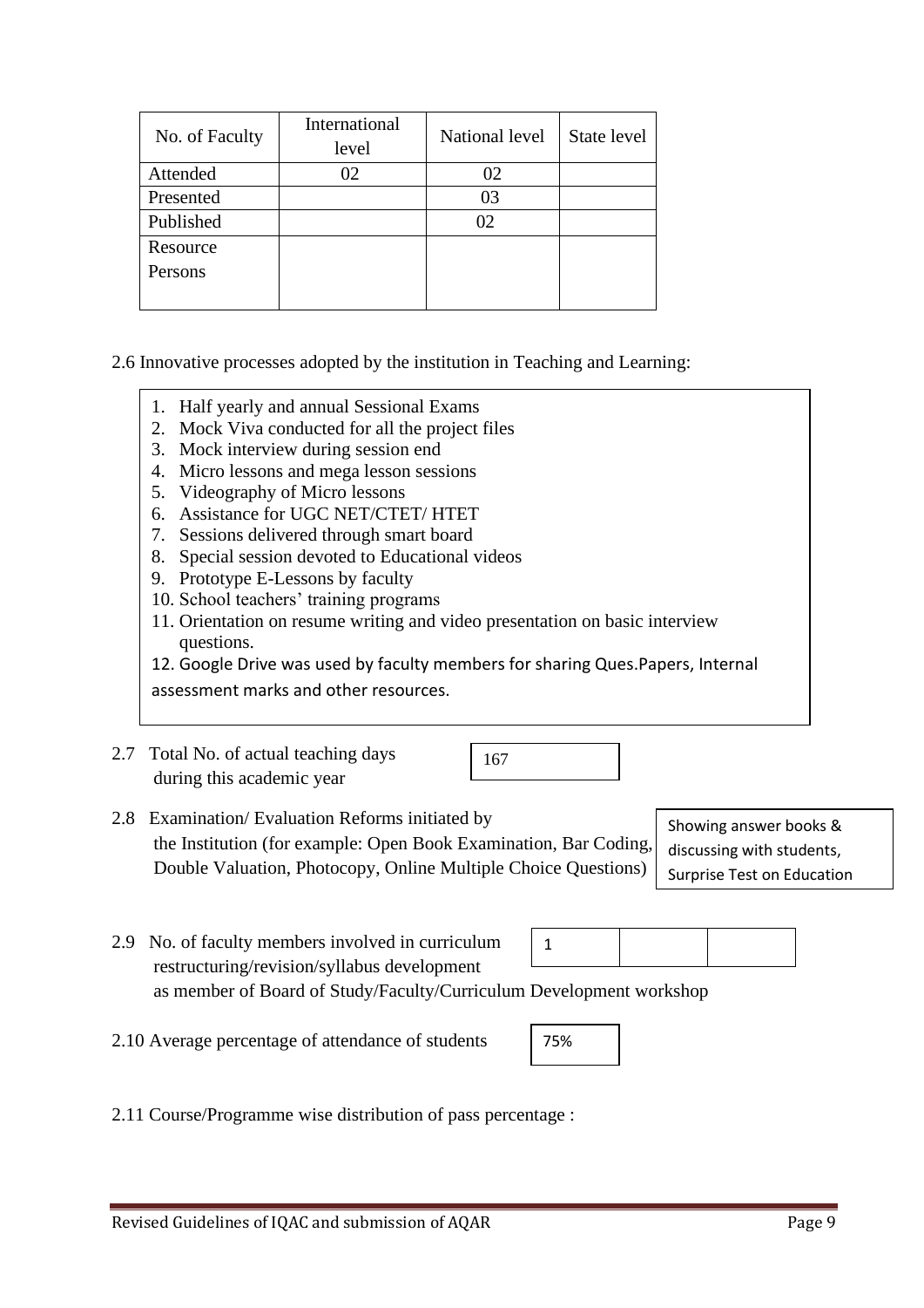| No. of Faculty | International level | National level | State level |
|---|---|---|---|
| Attended | 02 | 02 | |
| Presented | | 03 | |
| Published | | 02 | |
| Resource Persons | | | |

2.6 Innovative processes adopted by the institution in Teaching and Learning:

1. Half yearly and annual Sessional Exams
2. Mock Viva conducted for all the project files
3. Mock interview during session end
4. Micro lessons and mega lesson sessions
5. Videography of Micro lessons
6. Assistance for UGC NET/CTET/ HTET
7. Sessions delivered through smart board
8. Special session devoted to Educational videos
9. Prototype E-Lessons by faculty
10. School teachers' training programs
11. Orientation on resume writing and video presentation on basic interview questions.
12. Google Drive was used by faculty members for sharing Ques.Papers, Internal assessment marks and other resources.

2.7 Total No. of actual teaching days during this academic year: 167

2.8 Examination/ Evaluation Reforms initiated by the Institution (for example: Open Book Examination, Bar Coding, Double Valuation, Photocopy, Online Multiple Choice Questions): Showing answer books & discussing with students, Surprise Test on Education

2.9 No. of faculty members involved in curriculum restructuring/revision/syllabus development as member of Board of Study/Faculty/Curriculum Development workshop

| 1 | | |
|---|---|---|

2.10 Average percentage of attendance of students: 75%

2.11 Course/Programme wise distribution of pass percentage :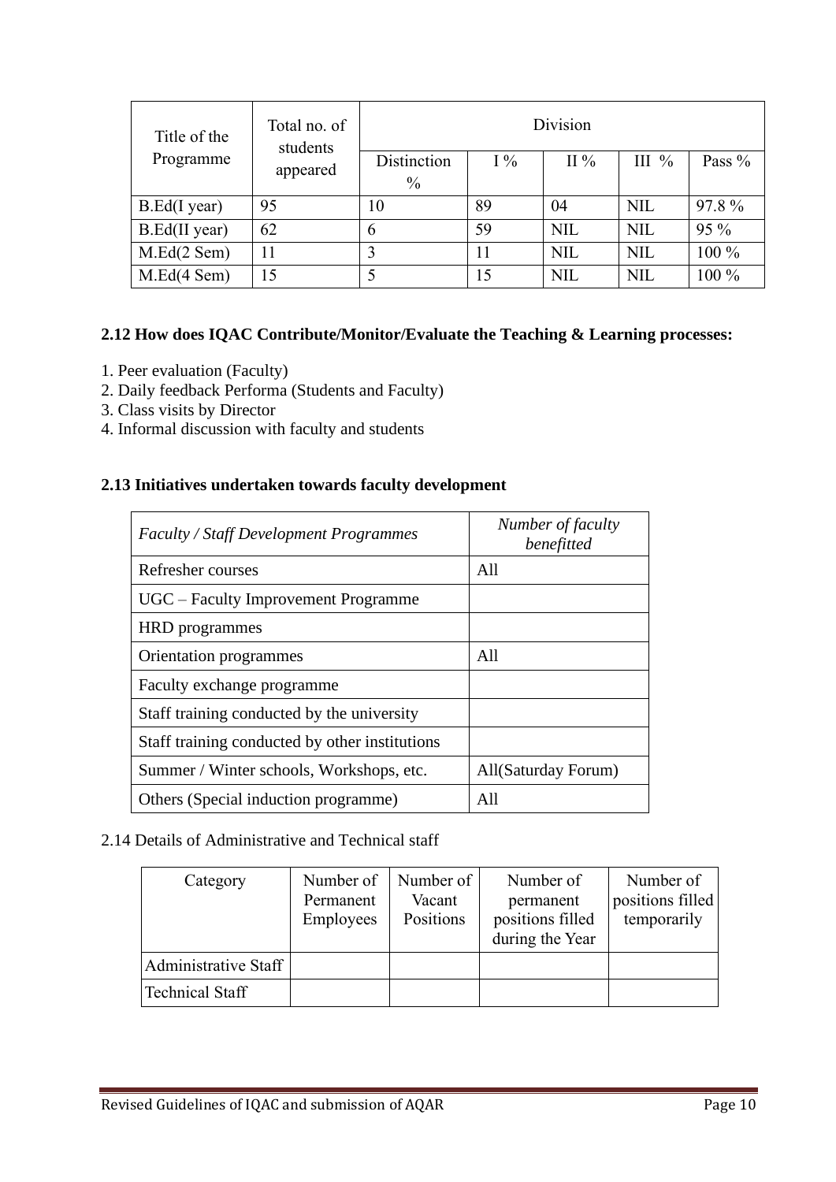| Title of the Programme | Total no. of students appeared | Division | | | | |
|---|---|---|---|---|---|---|
| | | Distinction % | I % | II % | III % | Pass % |
| B.Ed(I year) | 95 | 10 | 89 | 04 | NIL | 97.8 % |
| B.Ed(II year) | 62 | 6 | 59 | NIL | NIL | 95 % |
| M.Ed(2 Sem) | 11 | 3 | 11 | NIL | NIL | 100 % |
| M.Ed(4 Sem) | 15 | 5 | 15 | NIL | NIL | 100 % |

**2.12 How does IQAC Contribute/Monitor/Evaluate the Teaching & Learning processes:**

1. Peer evaluation (Faculty)
2. Daily feedback Performa (Students and Faculty)
3. Class visits by Director
4. Informal discussion with faculty and students

**2.13 Initiatives undertaken towards faculty development**

| *Faculty / Staff Development Programmes* | *Number of faculty benefitted* |
|---|---|
| Refresher courses | All |
| UGC – Faculty Improvement Programme | |
| HRD programmes | |
| Orientation programmes | All |
| Faculty exchange programme | |
| Staff training conducted by the university | |
| Staff training conducted by other institutions | |
| Summer / Winter schools, Workshops, etc. | All(Saturday Forum) |
| Others (Special induction programme) | All |

2.14 Details of Administrative and Technical staff

| Category | Number of Permanent Employees | Number of Vacant Positions | Number of permanent positions filled during the Year | Number of positions filled temporarily |
|---|---|---|---|---|
| Administrative Staff | | | | |
| Technical Staff | | | | |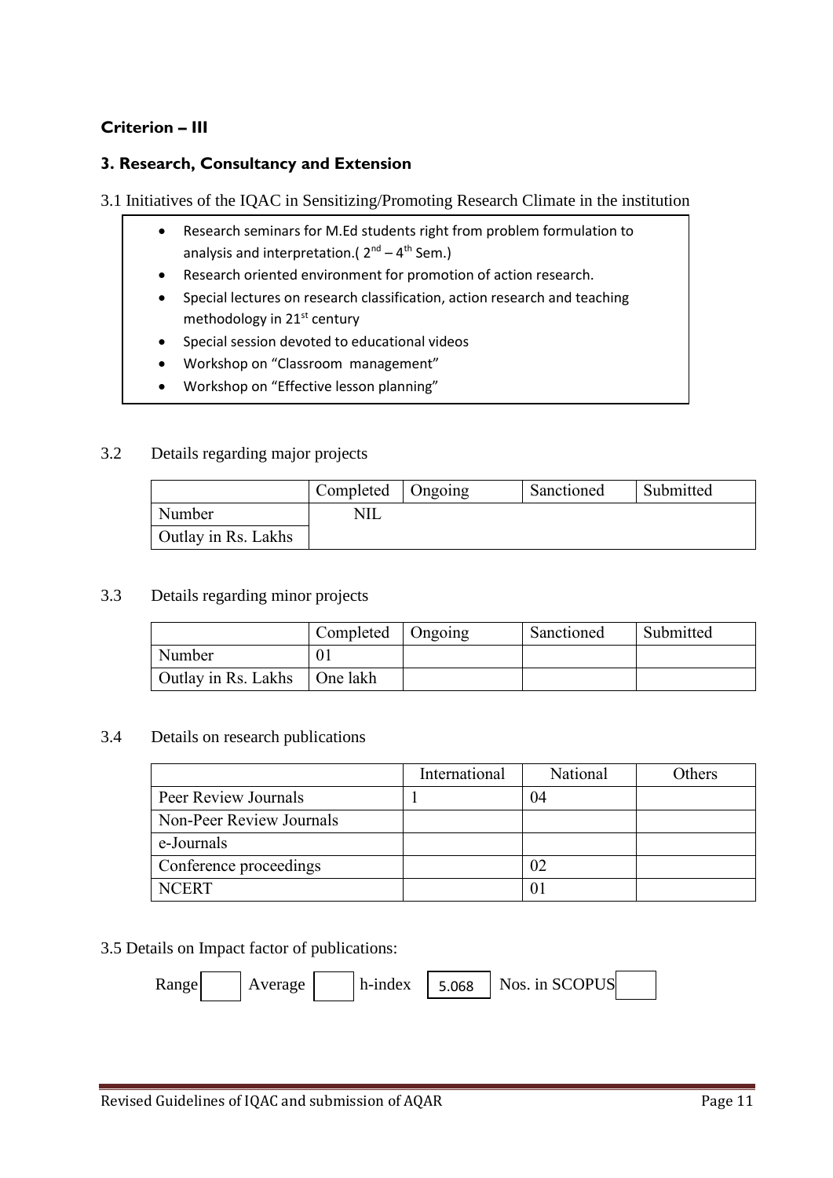**Criterion – III**

**3. Research, Consultancy and Extension**

3.1 Initiatives of the IQAC in Sensitizing/Promoting Research Climate in the institution

- Research seminars for M.Ed students right from problem formulation to analysis and interpretation.( $2^{nd}$ – $4^{th}$ Sem.)
- Research oriented environment for promotion of action research.
- Special lectures on research classification, action research and teaching methodology in $21^{st}$ century
- Special session devoted to educational videos
- Workshop on "Classroom management"
- Workshop on "Effective lesson planning"

3.2 Details regarding major projects

| | Completed | Ongoing | Sanctioned | Submitted |
|---|---|---|---|---|
| Number | NIL | | | |
| Outlay in Rs. Lakhs | | | | |

3.3 Details regarding minor projects

| | Completed | Ongoing | Sanctioned | Submitted |
|---|---|---|---|---|
| Number | 01 | | | |
| Outlay in Rs. Lakhs | One lakh | | | |

3.4 Details on research publications

| | International | National | Others |
|---|---|---|---|
| Peer Review Journals | 1 | 04 | |
| Non-Peer Review Journals | | | |
| e-Journals | | | |
| Conference proceedings | | 02 | |
| NCERT | | 01 | |

3.5 Details on Impact factor of publications:

Range [ ] Average [ ] h-index [ 5.068 ] Nos. in SCOPUS [ ]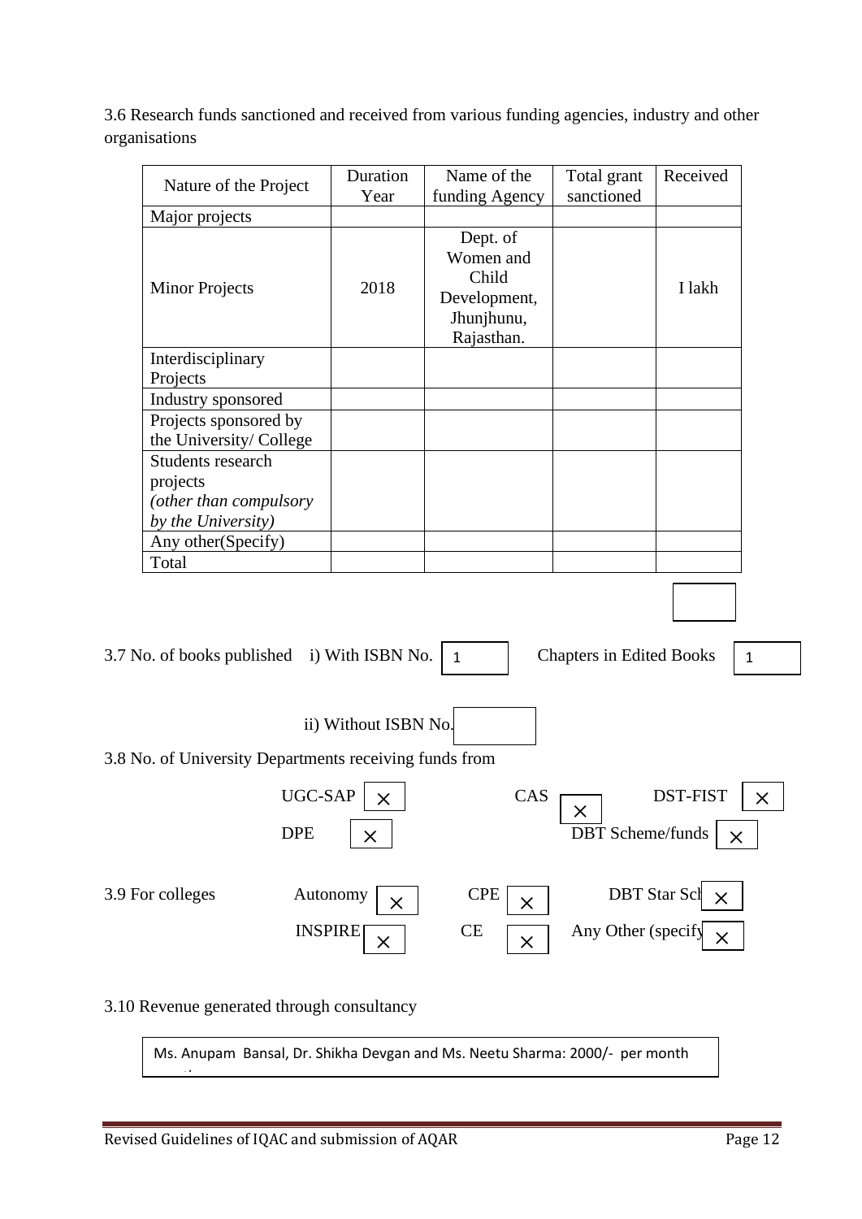3.6 Research funds sanctioned and received from various funding agencies, industry and other organisations

| Nature of the Project | Duration Year | Name of the funding Agency | Total grant sanctioned | Received |
|---|---|---|---|---|
| Major projects | | | | |
| Minor Projects | 2018 | Dept. of Women and Child Development, Jhunjhunu, Rajasthan. | | I lakh |
| Interdisciplinary Projects | | | | |
| Industry sponsored | | | | |
| Projects sponsored by the University/ College | | | | |
| Students research projects *(other than compulsory by the University)* | | | | |
| Any other(Specify) | | | | |
| Total | | | | |

3.7 No. of books published i) With ISBN No. 1 Chapters in Edited Books 1

ii) Without ISBN No.

3.8 No. of University Departments receiving funds from

UGC-SAP × CAS × DST-FIST ×

DPE × DBT Scheme/funds ×

3.9 For colleges Autonomy × CPE × DBT Star Sch ×

INSPIRE × CE × Any Other (specify ×

3.10 Revenue generated through consultancy

Ms. Anupam Bansal, Dr. Shikha Devgan and Ms. Neetu Sharma: 2000/- per month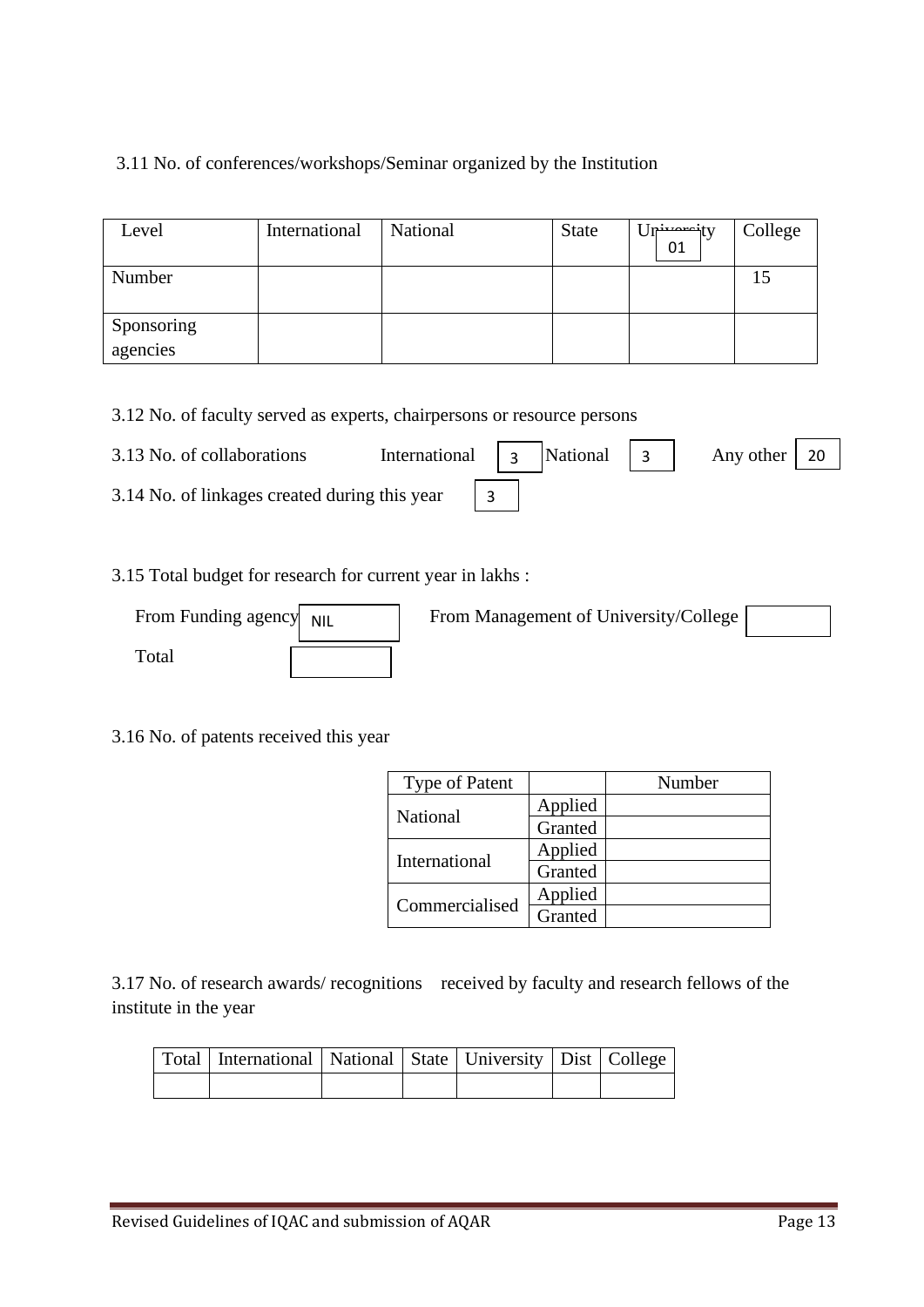3.11 No. of conferences/workshops/Seminar organized by the Institution

| Level | International | National | State | University | College |
|---|---|---|---|---|---|
| Number | | | | 01 | 15 |
| Sponsoring agencies | | | | | |

3.12 No. of faculty served as experts, chairpersons or resource persons

3.13 No. of collaborations International 3 National 3 Any other 20

3.14 No. of linkages created during this year 3

3.15 Total budget for research for current year in lakhs :

From Funding agency NIL From Management of University/College

Total

3.16 No. of patents received this year

| Type of Patent | | Number |
|---|---|---|
| National | Applied | |
| | Granted | |
| International | Applied | |
| | Granted | |
| Commercialised | Applied | |
| | Granted | |

3.17 No. of research awards/ recognitions received by faculty and research fellows of the institute in the year

| Total | International | National | State | University | Dist | College |
|---|---|---|---|---|---|---|
| | | | | | | |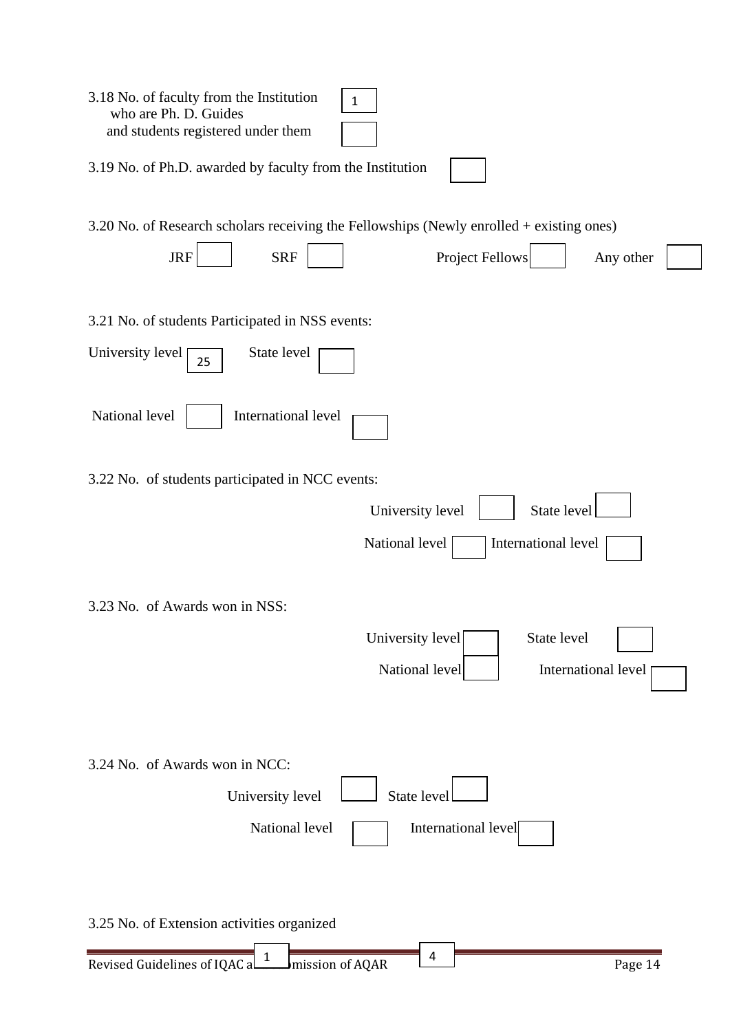3.18 No. of faculty from the Institution who are Ph. D. Guides 1

and students registered under them

3.19 No. of Ph.D. awarded by faculty from the Institution

3.20 No. of Research scholars receiving the Fellowships (Newly enrolled + existing ones)

JRF | SRF | Project Fellows | Any other

3.21 No. of students Participated in NSS events:

University level 25 | State level

National level | International level

3.22 No. of students participated in NCC events:

University level | State level

National level | International level

3.23 No. of Awards won in NSS:

University level | State level

National level | International level

3.24 No. of Awards won in NCC:

University level | State level

National level | International level

3.25 No. of Extension activities organized

1 | 4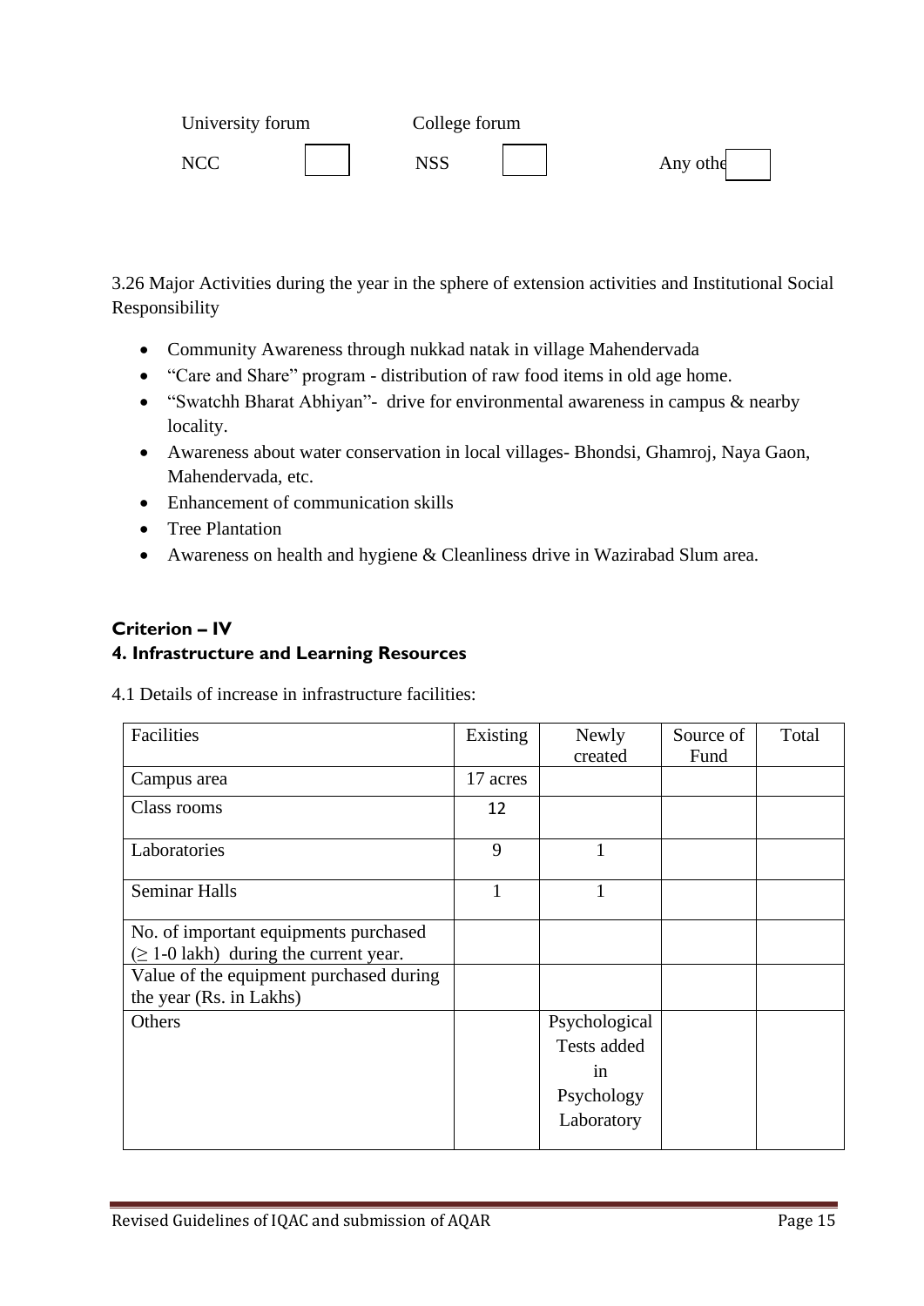University forum College forum

NCC [ ] NSS [ ] Any othe [ ]

3.26 Major Activities during the year in the sphere of extension activities and Institutional Social Responsibility

- Community Awareness through nukkad natak in village Mahendervada
- "Care and Share" program - distribution of raw food items in old age home.
- "Swatchh Bharat Abhiyan"- drive for environmental awareness in campus & nearby locality.
- Awareness about water conservation in local villages- Bhondsi, Ghamroj, Naya Gaon, Mahendervada, etc.
- Enhancement of communication skills
- Tree Plantation
- Awareness on health and hygiene & Cleanliness drive in Wazirabad Slum area.

## Criterion – IV

## 4. Infrastructure and Learning Resources

4.1 Details of increase in infrastructure facilities:

| Facilities | Existing | Newly created | Source of Fund | Total |
|---|---|---|---|---|
| Campus area | 17 acres | | | |
| Class rooms | 12 | | | |
| Laboratories | 9 | 1 | | |
| Seminar Halls | 1 | 1 | | |
| No. of important equipments purchased (≥ 1-0 lakh) during the current year. | | | | |
| Value of the equipment purchased during the year (Rs. in Lakhs) | | | | |
| Others | | Psychological Tests added in Psychology Laboratory | | |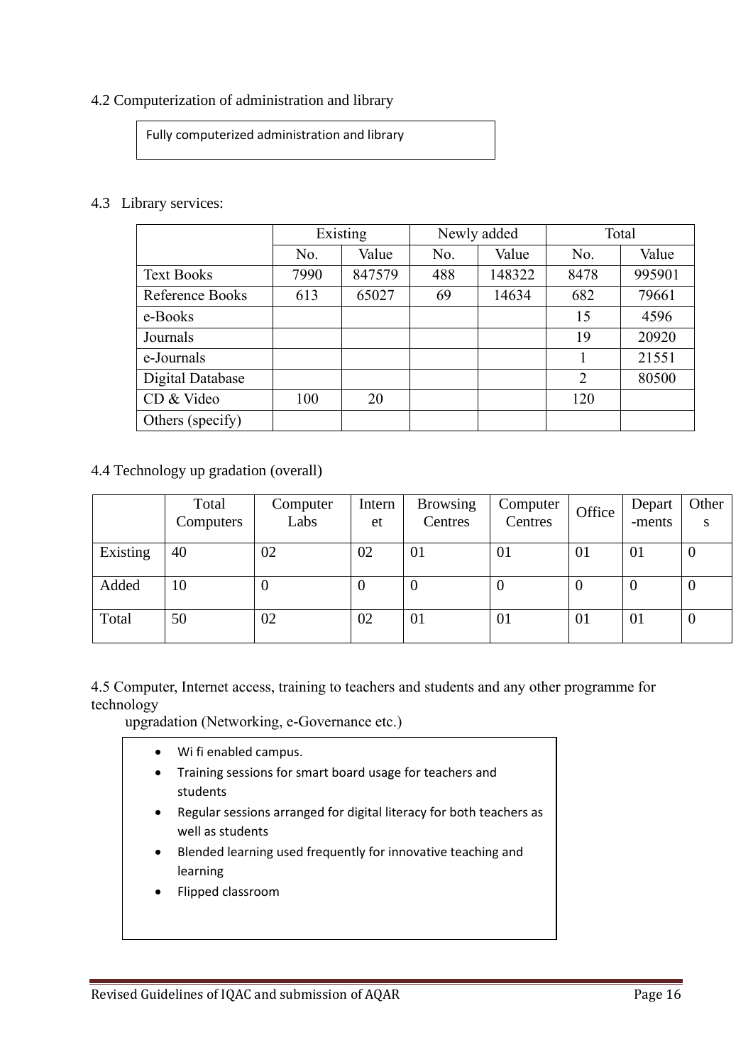4.2 Computerization of administration and library

Fully computerized administration and library

4.3 Library services:

| | Existing | | Newly added | | Total | |
|---|---|---|---|---|---|---|
| | No. | Value | No. | Value | No. | Value |
| Text Books | 7990 | 847579 | 488 | 148322 | 8478 | 995901 |
| Reference Books | 613 | 65027 | 69 | 14634 | 682 | 79661 |
| e-Books | | | | | 15 | 4596 |
| Journals | | | | | 19 | 20920 |
| e-Journals | | | | | 1 | 21551 |
| Digital Database | | | | | 2 | 80500 |
| CD & Video | 100 | 20 | | | 120 | |
| Others (specify) | | | | | | |

4.4 Technology up gradation (overall)

| | Total Computers | Computer Labs | Internet | Browsing Centres | Computer Centres | Office | Depart -ments | Others |
|---|---|---|---|---|---|---|---|---|
| Existing | 40 | 02 | 02 | 01 | 01 | 01 | 01 | 0 |
| Added | 10 | 0 | 0 | 0 | 0 | 0 | 0 | 0 |
| Total | 50 | 02 | 02 | 01 | 01 | 01 | 01 | 0 |

4.5 Computer, Internet access, training to teachers and students and any other programme for technology upgradation (Networking, e-Governance etc.)

- Wi fi enabled campus.
- Training sessions for smart board usage for teachers and students
- Regular sessions arranged for digital literacy for both teachers as well as students
- Blended learning used frequently for innovative teaching and learning
- Flipped classroom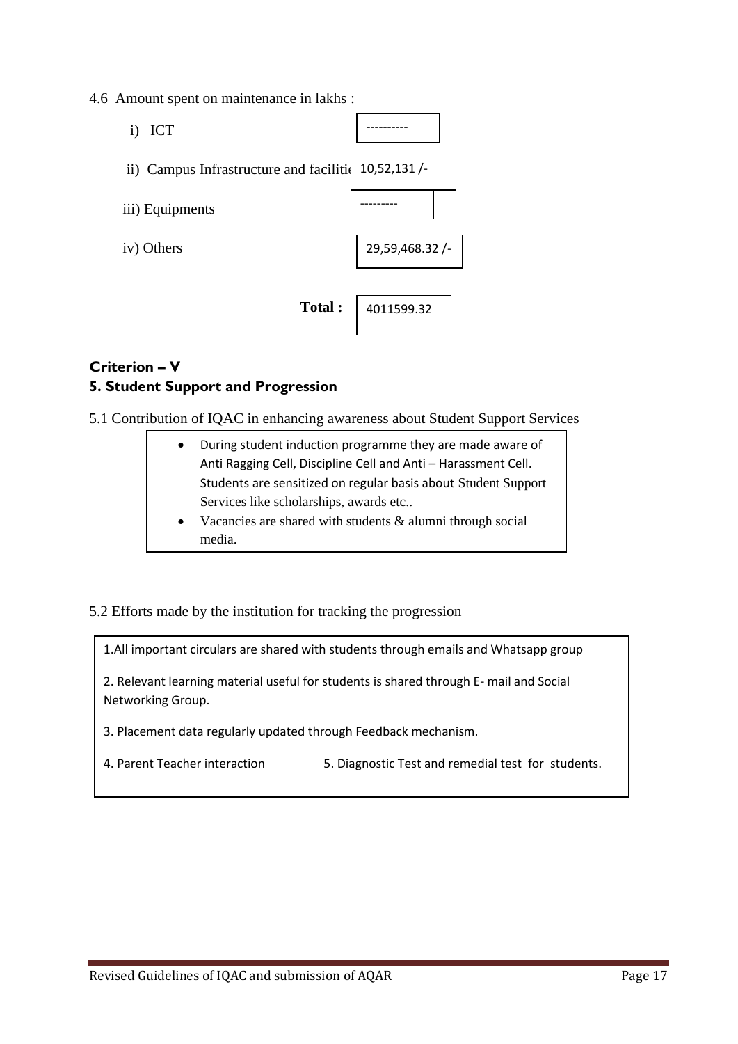4.6 Amount spent on maintenance in lakhs :

| | |
|---|---|
| i) ICT | ---------- |
| ii) Campus Infrastructure and facilities | 10,52,131 /- |
| iii) Equipments | --------- |
| iv) Others | 29,59,468.32 /- |
| **Total :** | 4011599.32 |

**Criterion – V**

**5. Student Support and Progression**

5.1 Contribution of IQAC in enhancing awareness about Student Support Services

- During student induction programme they are made aware of Anti Ragging Cell, Discipline Cell and Anti – Harassment Cell. Students are sensitized on regular basis about Student Support Services like scholarships, awards etc..
- Vacancies are shared with students & alumni through social media.

5.2 Efforts made by the institution for tracking the progression

1.All important circulars are shared with students through emails and Whatsapp group

2. Relevant learning material useful for students is shared through E- mail and Social Networking Group.

3. Placement data regularly updated through Feedback mechanism.

4. Parent Teacher interaction 5. Diagnostic Test and remedial test for students.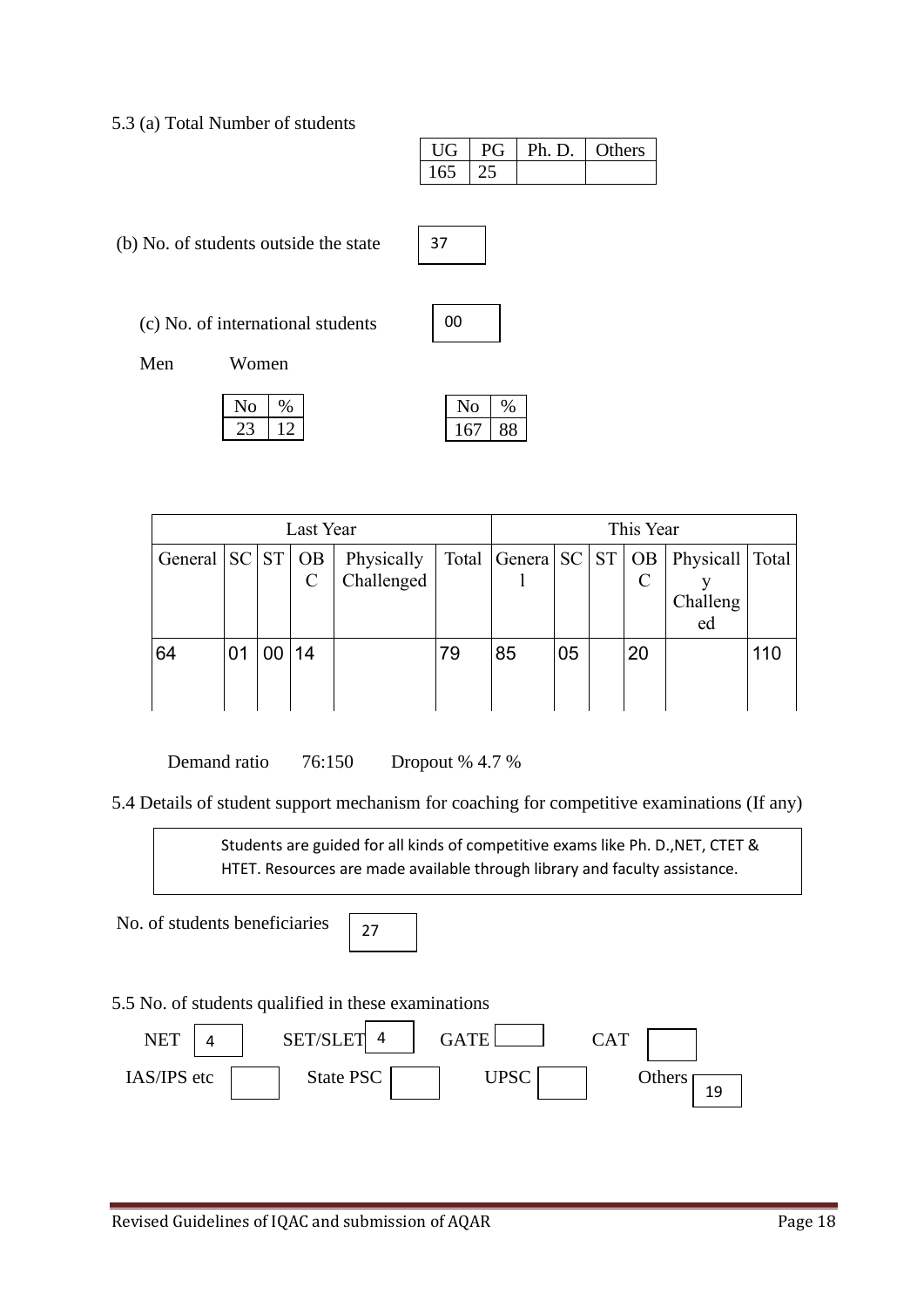5.3 (a) Total Number of students

| UG | PG | Ph. D. | Others |
|---|---|---|---|
| 165 | 25 | | |

(b) No. of students outside the state: 37

(c) No. of international students: 00

Men

| No | % |
|---|---|
| 23 | 12 |

Women

| No | % |
|---|---|
| 167 | 88 |

| Last Year | | | | | | This Year | | | | | |
|---|---|---|---|---|---|---|---|---|---|---|---|
| General | SC | ST | OBC | Physically Challenged | Total | General | SC | ST | OBC | Physically Challenged | Total |
| 64 | 01 | 00 | 14 | | 79 | 85 | 05 | | 20 | | 110 |

Demand ratio 76:150 Dropout % 4.7 %

5.4 Details of student support mechanism for coaching for competitive examinations (If any)

Students are guided for all kinds of competitive exams like Ph. D.,NET, CTET & HTET. Resources are made available through library and faculty assistance.

No. of students beneficiaries: 27

5.5 No. of students qualified in these examinations

| NET | SET/SLET | GATE | CAT |
|---|---|---|---|
| 4 | 4 | | |

| IAS/IPS etc | State PSC | UPSC | Others |
|---|---|---|---|
| | | | 19 |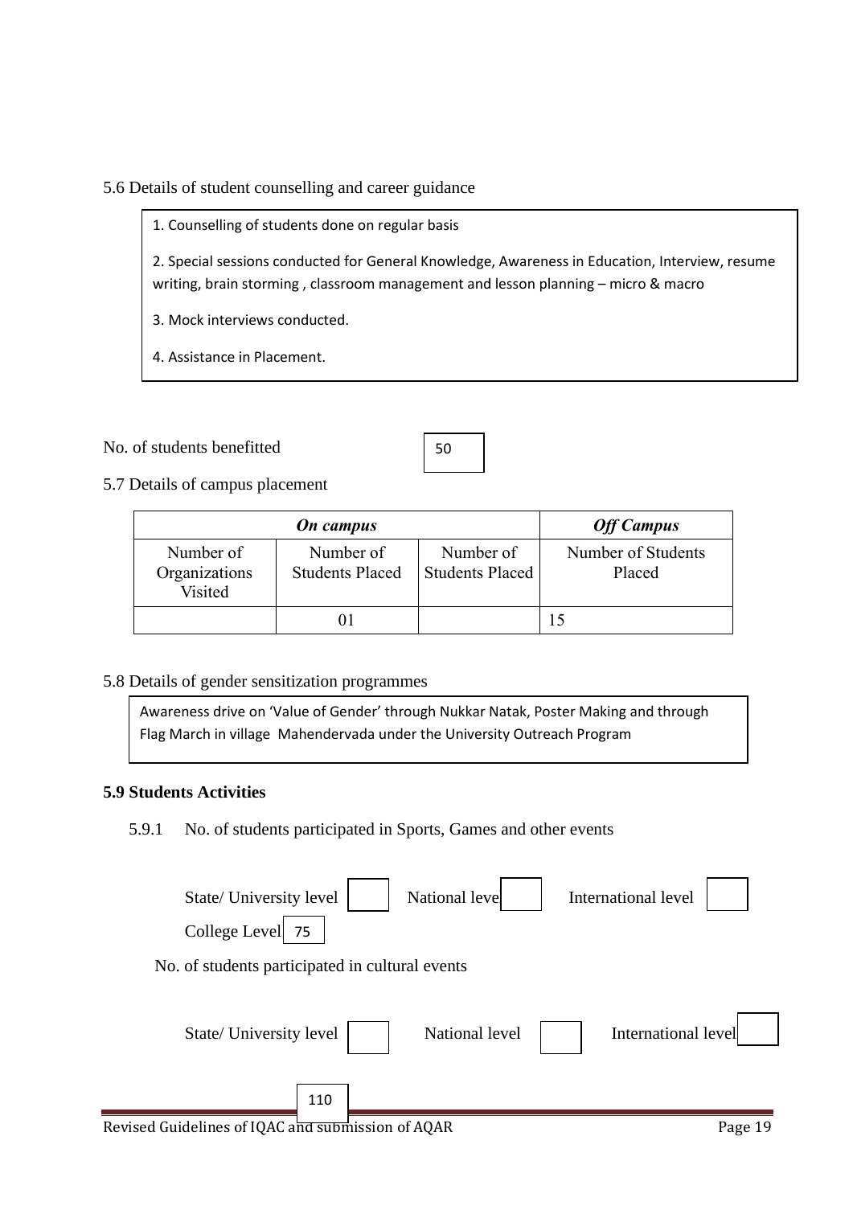5.6 Details of student counselling and career guidance

1. Counselling of students done on regular basis
2. Special sessions conducted for General Knowledge, Awareness in Education, Interview, resume writing, brain storming , classroom management and lesson planning – micro & macro
3. Mock interviews conducted.
4. Assistance in Placement.

No. of students benefitted: 50

5.7 Details of campus placement

| *On campus* | | | *Off Campus* |
|---|---|---|---|
| Number of Organizations Visited | Number of Students Placed | Number of Students Placed | Number of Students Placed |
| | 01 | | 15 |

5.8 Details of gender sensitization programmes

Awareness drive on 'Value of Gender' through Nukkar Natak, Poster Making and through Flag March in village Mahendervada under the University Outreach Program

**5.9 Students Activities**

5.9.1 No. of students participated in Sports, Games and other events

State/ University level: National level: International level:

College Level: 75

No. of students participated in cultural events

State/ University level: National level: International level:

110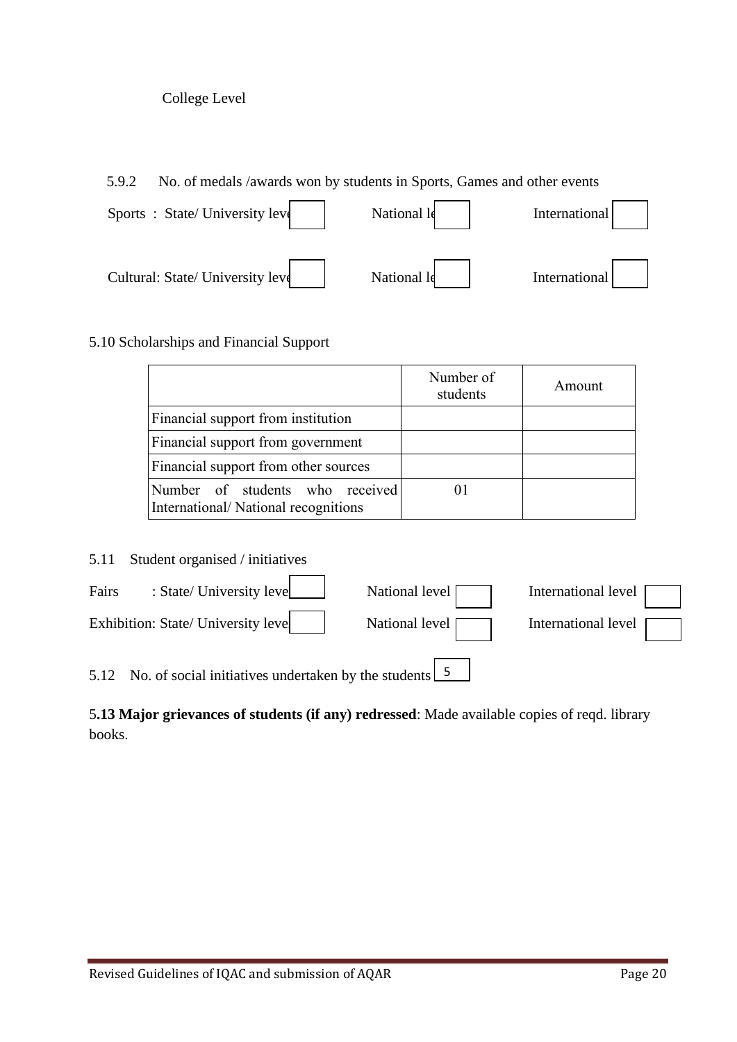College Level

5.9.2 No. of medals /awards won by students in Sports, Games and other events

Sports : State/ University level | | National level | | International | |

Cultural: State/ University level | | National level | | International | |

5.10 Scholarships and Financial Support

| | Number of students | Amount |
|---|---|---|
| Financial support from institution | | |
| Financial support from government | | |
| Financial support from other sources | | |
| Number of students who received International/ National recognitions | 01 | |

5.11 Student organised / initiatives

Fairs : State/ University level | | National level | | International level | |

Exhibition: State/ University level | | National level | | International level | |

5.12 No. of social initiatives undertaken by the students 5

5**.13 Major grievances of students (if any) redressed**: Made available copies of reqd. library books.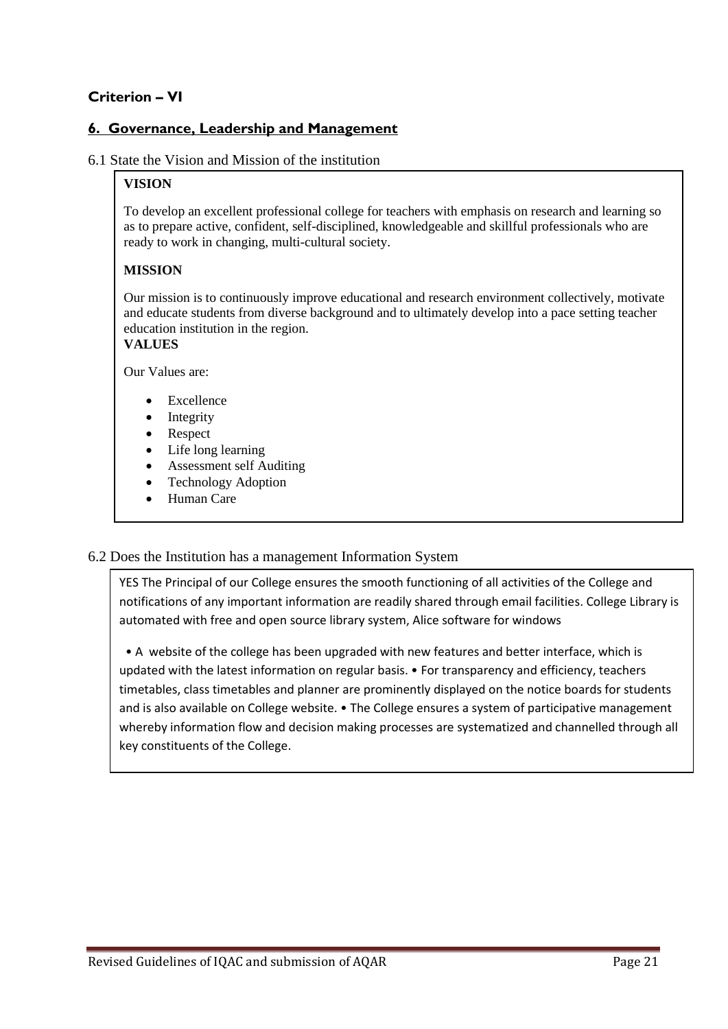## Criterion – VI

### 6. Governance, Leadership and Management

6.1 State the Vision and Mission of the institution

**VISION**

To develop an excellent professional college for teachers with emphasis on research and learning so as to prepare active, confident, self-disciplined, knowledgeable and skillful professionals who are ready to work in changing, multi-cultural society.

**MISSION**

Our mission is to continuously improve educational and research environment collectively, motivate and educate students from diverse background and to ultimately develop into a pace setting teacher education institution in the region.

**VALUES**

Our Values are:

- Excellence
- Integrity
- Respect
- Life long learning
- Assessment self Auditing
- Technology Adoption
- Human Care

6.2 Does the Institution has a management Information System

YES The Principal of our College ensures the smooth functioning of all activities of the College and notifications of any important information are readily shared through email facilities. College Library is automated with free and open source library system, Alice software for windows

• A website of the college has been upgraded with new features and better interface, which is updated with the latest information on regular basis. • For transparency and efficiency, teachers timetables, class timetables and planner are prominently displayed on the notice boards for students and is also available on College website. • The College ensures a system of participative management whereby information flow and decision making processes are systematized and channelled through all key constituents of the College.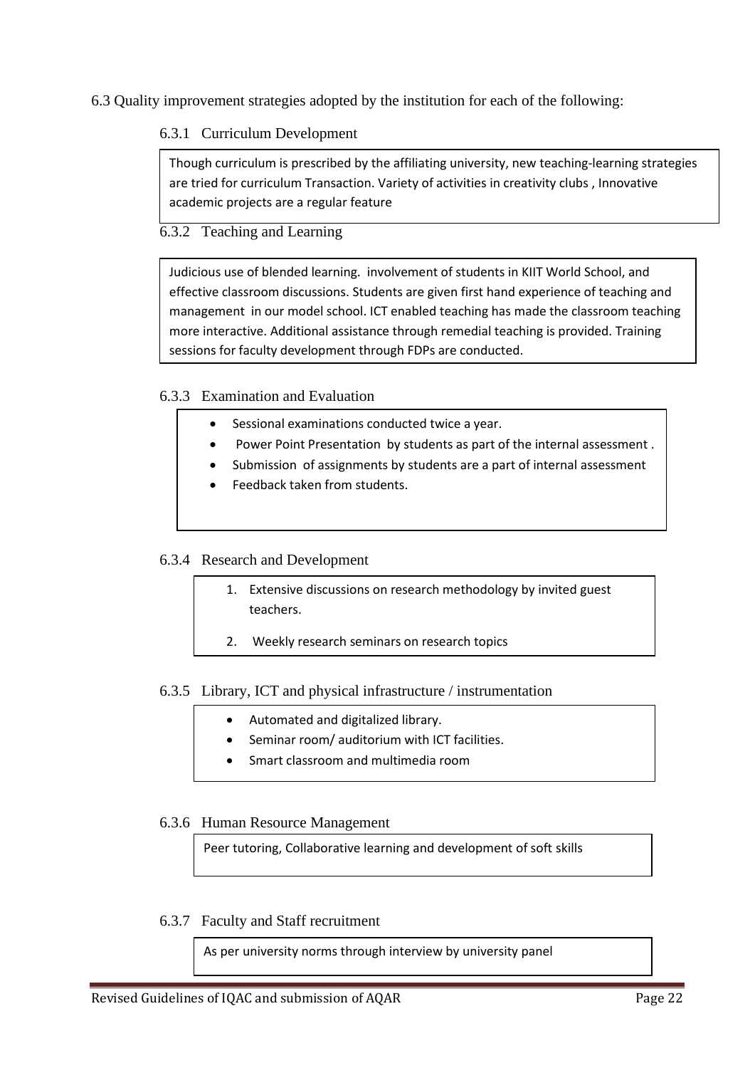6.3 Quality improvement strategies adopted by the institution for each of the following:

### 6.3.1 Curriculum Development

Though curriculum is prescribed by the affiliating university, new teaching-learning strategies are tried for curriculum Transaction. Variety of activities in creativity clubs , Innovative academic projects are a regular feature

### 6.3.2 Teaching and Learning

Judicious use of blended learning. involvement of students in KIIT World School, and effective classroom discussions. Students are given first hand experience of teaching and management in our model school. ICT enabled teaching has made the classroom teaching more interactive. Additional assistance through remedial teaching is provided. Training sessions for faculty development through FDPs are conducted.

### 6.3.3 Examination and Evaluation

- Sessional examinations conducted twice a year.
- Power Point Presentation by students as part of the internal assessment .
- Submission of assignments by students are a part of internal assessment
- Feedback taken from students.

### 6.3.4 Research and Development

1. Extensive discussions on research methodology by invited guest teachers.
2. Weekly research seminars on research topics

### 6.3.5 Library, ICT and physical infrastructure / instrumentation

- Automated and digitalized library.
- Seminar room/ auditorium with ICT facilities.
- Smart classroom and multimedia room

### 6.3.6 Human Resource Management

Peer tutoring, Collaborative learning and development of soft skills

### 6.3.7 Faculty and Staff recruitment

As per university norms through interview by university panel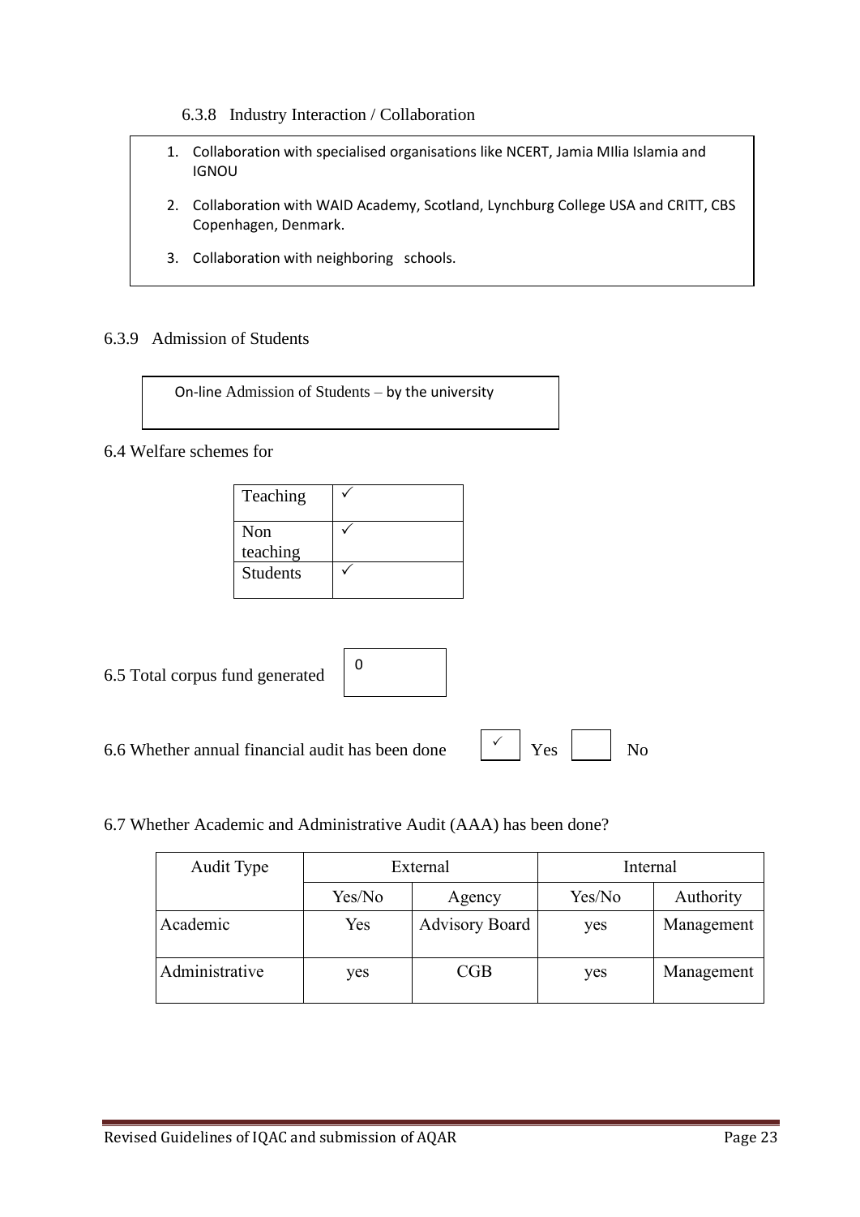6.3.8 Industry Interaction / Collaboration

1. Collaboration with specialised organisations like NCERT, Jamia MIlia Islamia and IGNOU
2. Collaboration with WAID Academy, Scotland, Lynchburg College USA and CRITT, CBS Copenhagen, Denmark.
3. Collaboration with neighboring schools.

6.3.9 Admission of Students

On-line Admission of Students – by the university

6.4 Welfare schemes for

| Teaching | ✓ |
|---|---|
| Non teaching | ✓ |
| Students | ✓ |

6.5 Total corpus fund generated: 0

6.6 Whether annual financial audit has been done: ✓ Yes ☐ No

6.7 Whether Academic and Administrative Audit (AAA) has been done?

| Audit Type | External | | Internal | |
|---|---|---|---|---|
| | Yes/No | Agency | Yes/No | Authority |
| Academic | Yes | Advisory Board | yes | Management |
| Administrative | yes | CGB | yes | Management |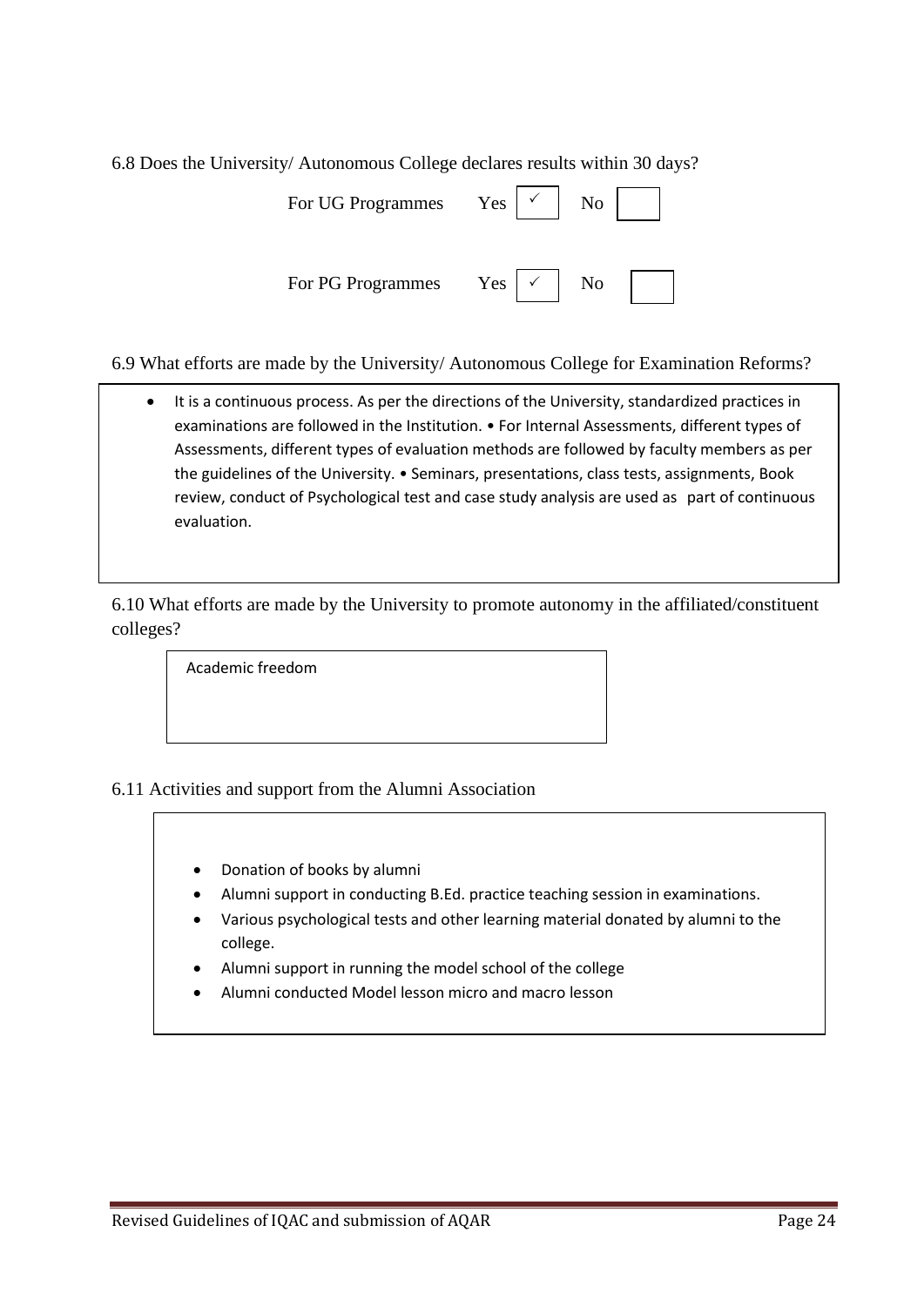6.8 Does the University/ Autonomous College declares results within 30 days?

| | Yes | | No | |
|---|---|---|---|---|
| For UG Programmes | Yes | ✓ | No | |
| For PG Programmes | Yes | ✓ | No | |

6.9 What efforts are made by the University/ Autonomous College for Examination Reforms?

- It is a continuous process. As per the directions of the University, standardized practices in examinations are followed in the Institution. • For Internal Assessments, different types of Assessments, different types of evaluation methods are followed by faculty members as per the guidelines of the University. • Seminars, presentations, class tests, assignments, Book review, conduct of Psychological test and case study analysis are used as part of continuous evaluation.

6.10 What efforts are made by the University to promote autonomy in the affiliated/constituent colleges?

Academic freedom

6.11 Activities and support from the Alumni Association

- Donation of books by alumni
- Alumni support in conducting B.Ed. practice teaching session in examinations.
- Various psychological tests and other learning material donated by alumni to the college.
- Alumni support in running the model school of the college
- Alumni conducted Model lesson micro and macro lesson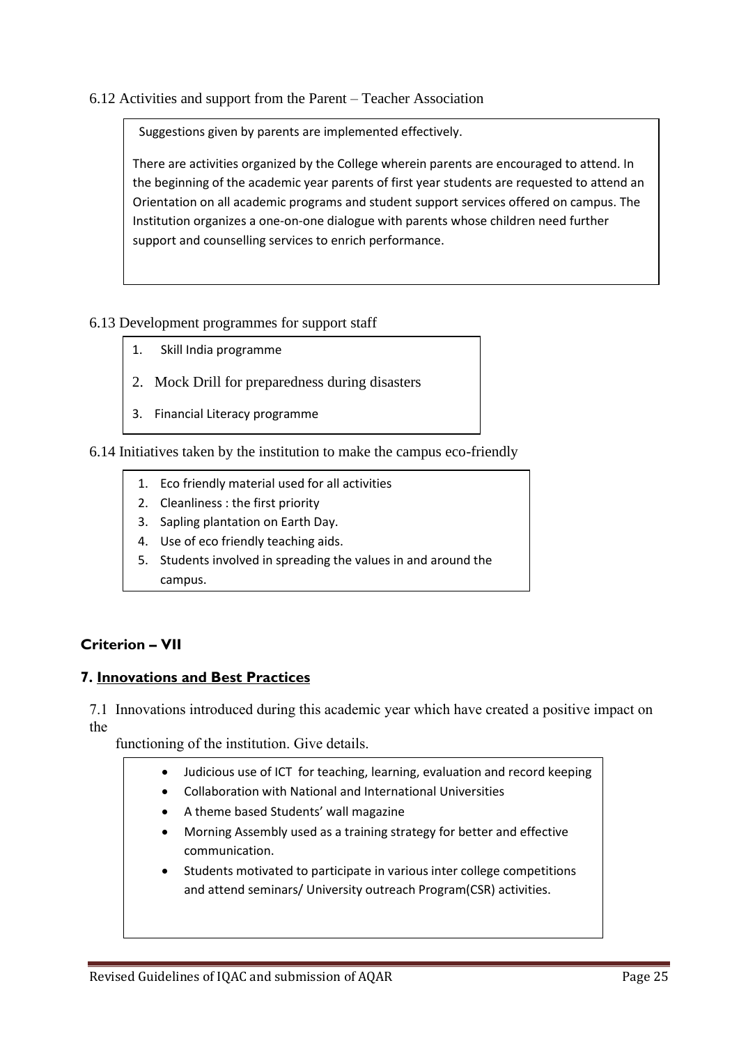6.12 Activities and support from the Parent – Teacher Association

Suggestions given by parents are implemented effectively.

There are activities organized by the College wherein parents are encouraged to attend. In the beginning of the academic year parents of first year students are requested to attend an Orientation on all academic programs and student support services offered on campus. The Institution organizes a one-on-one dialogue with parents whose children need further support and counselling services to enrich performance.

6.13 Development programmes for support staff

1. Skill India programme
2. Mock Drill for preparedness during disasters
3. Financial Literacy programme

6.14 Initiatives taken by the institution to make the campus eco-friendly

1. Eco friendly material used for all activities
2. Cleanliness : the first priority
3. Sapling plantation on Earth Day.
4. Use of eco friendly teaching aids.
5. Students involved in spreading the values in and around the campus.

**Criterion – VII**

## 7. Innovations and Best Practices

7.1 Innovations introduced during this academic year which have created a positive impact on the functioning of the institution. Give details.

- Judicious use of ICT for teaching, learning, evaluation and record keeping
- Collaboration with National and International Universities
- A theme based Students' wall magazine
- Morning Assembly used as a training strategy for better and effective communication.
- Students motivated to participate in various inter college competitions and attend seminars/ University outreach Program(CSR) activities.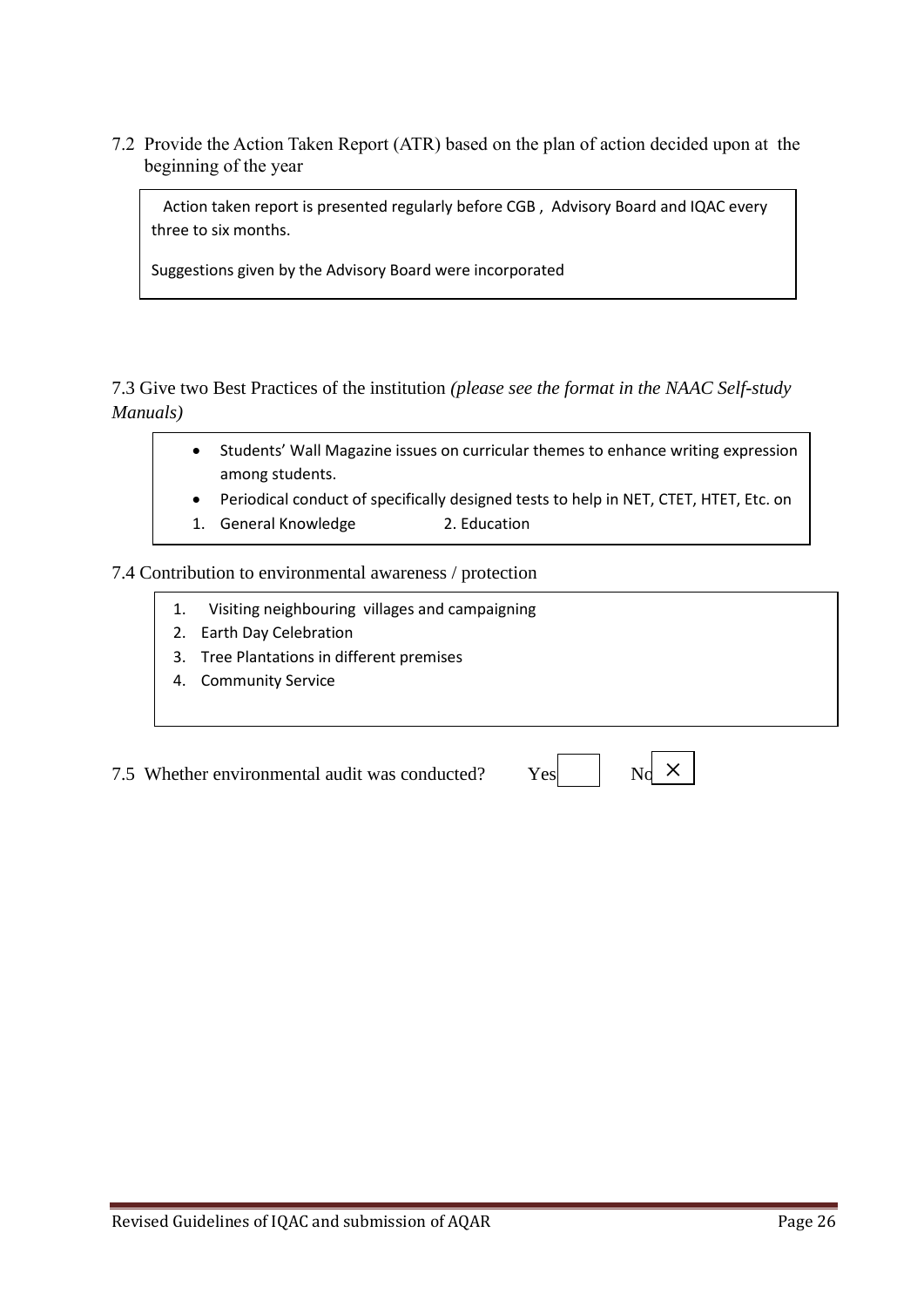7.2 Provide the Action Taken Report (ATR) based on the plan of action decided upon at the beginning of the year

Action taken report is presented regularly before CGB , Advisory Board and IQAC every three to six months.

Suggestions given by the Advisory Board were incorporated

7.3 Give two Best Practices of the institution *(please see the format in the NAAC Self-study Manuals)*

- Students' Wall Magazine issues on curricular themes to enhance writing expression among students.
- Periodical conduct of specifically designed tests to help in NET, CTET, HTET, Etc. on

1. General Knowledge 2. Education

7.4 Contribution to environmental awareness / protection

1. Visiting neighbouring villages and campaigning
2. Earth Day Celebration
3. Tree Plantations in different premises
4. Community Service

7.5 Whether environmental audit was conducted? Yes [ ] No [×]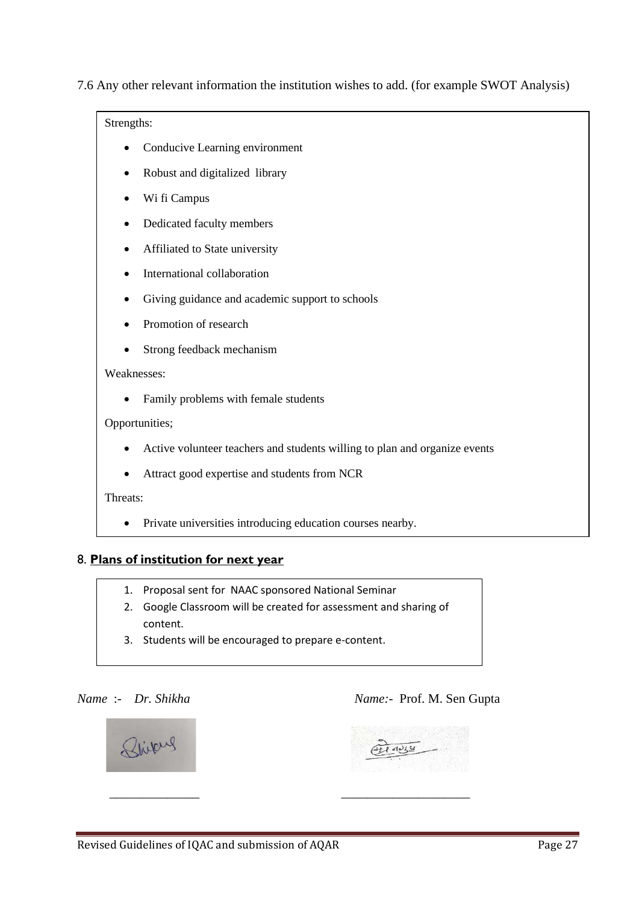7.6 Any other relevant information the institution wishes to add. (for example SWOT Analysis)

Strengths:

- Conducive Learning environment
- Robust and digitalized library
- Wi fi Campus
- Dedicated faculty members
- Affiliated to State university
- International collaboration
- Giving guidance and academic support to schools
- Promotion of research
- Strong feedback mechanism

Weaknesses:

- Family problems with female students

Opportunities;

- Active volunteer teachers and students willing to plan and organize events
- Attract good expertise and students from NCR

Threats:

- Private universities introducing education courses nearby.

## 8. **Plans of institution for next year**

1. Proposal sent for NAAC sponsored National Seminar
2. Google Classroom will be created for assessment and sharing of content.
3. Students will be encouraged to prepare e-content.

*Name* :- *Dr. Shikha*

*Name:*- Prof. M. Sen Gupta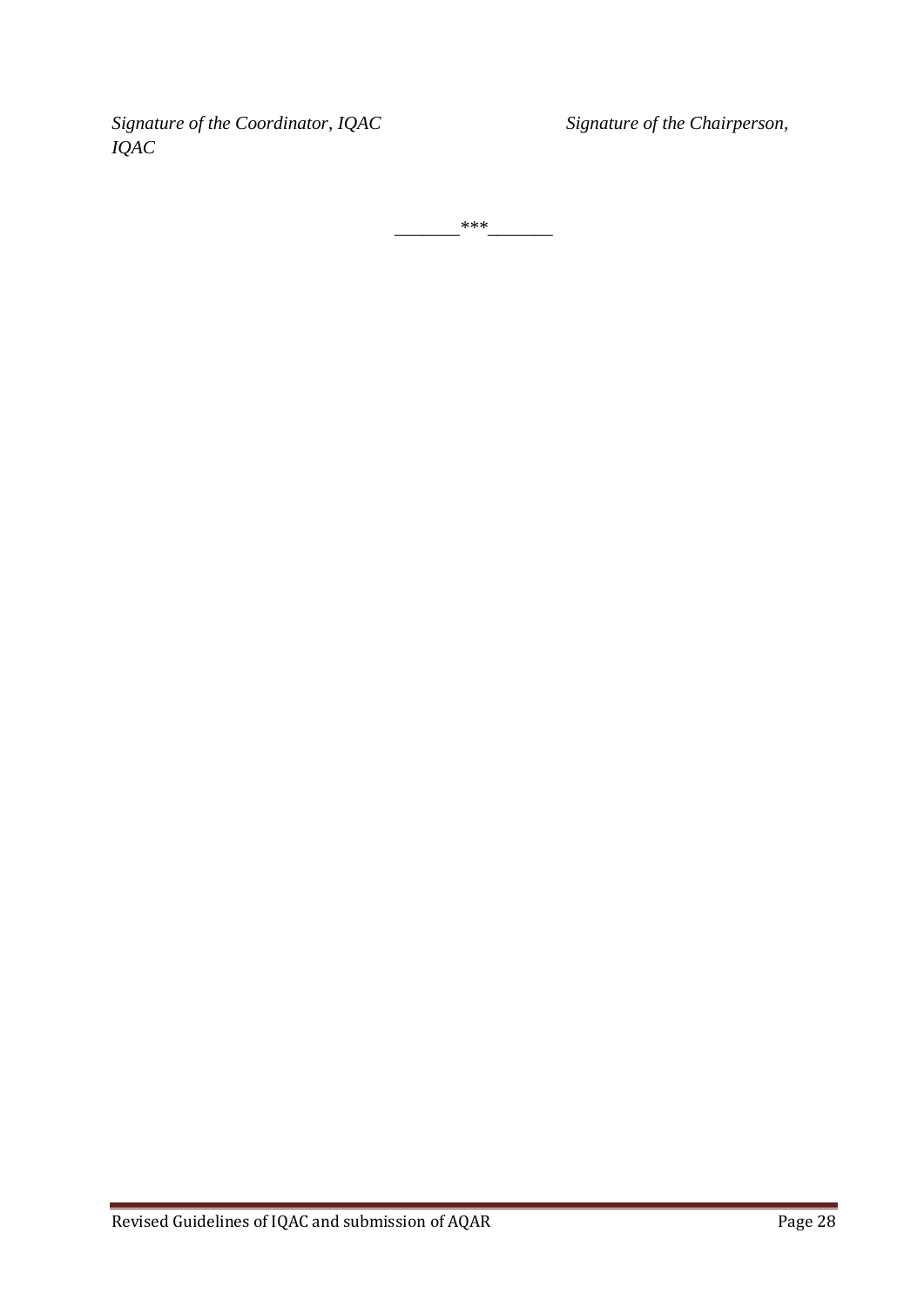*Signature of the Coordinator, IQAC* *Signature of the Chairperson, IQAC*

________***________